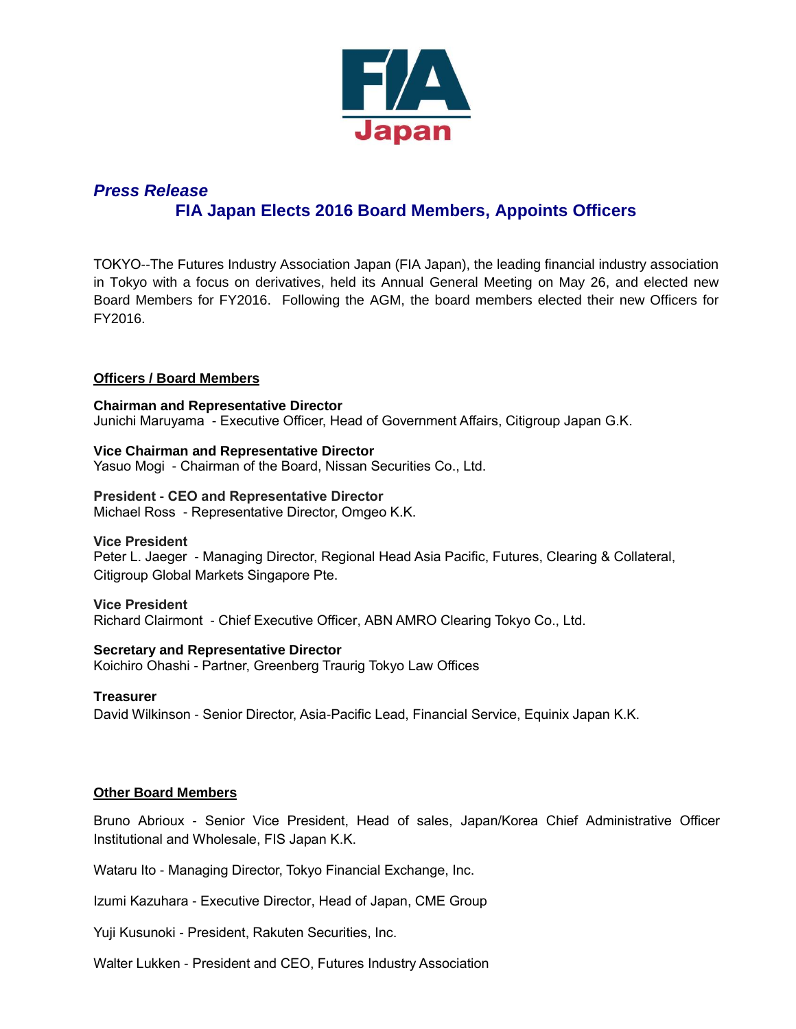FIA Japan

*Press Release*

# FIA Japan Elects 2016 Board Members, Appoints Officers

TOKYO--The Futures Industry Association Japan (FIA Japan), the leading financial industry association in Tokyo with a focus on derivatives, held its Annual General Meeting on May 26, and elected new Board Members for FY2016. Following the AGM, the board members elected their new Officers for FY2016.

## Officers / Board Members

**Chairman and Representative Director**
Junichi Maruyama - Executive Officer, Head of Government Affairs, Citigroup Japan G.K.

**Vice Chairman and Representative Director**
Yasuo Mogi - Chairman of the Board, Nissan Securities Co., Ltd.

**President - CEO and Representative Director**
Michael Ross - Representative Director, Omgeo K.K.

**Vice President**
Peter L. Jaeger - Managing Director, Regional Head Asia Pacific, Futures, Clearing & Collateral, Citigroup Global Markets Singapore Pte.

**Vice President**
Richard Clairmont - Chief Executive Officer, ABN AMRO Clearing Tokyo Co., Ltd.

**Secretary and Representative Director**
Koichiro Ohashi - Partner, Greenberg Traurig Tokyo Law Offices

**Treasurer**
David Wilkinson - Senior Director, Asia-Pacific Lead, Financial Service, Equinix Japan K.K.

## Other Board Members

Bruno Abrioux - Senior Vice President, Head of sales, Japan/Korea Chief Administrative Officer Institutional and Wholesale, FIS Japan K.K.

Wataru Ito - Managing Director, Tokyo Financial Exchange, Inc.

Izumi Kazuhara - Executive Director, Head of Japan, CME Group

Yuji Kusunoki - President, Rakuten Securities, Inc.

Walter Lukken - President and CEO, Futures Industry Association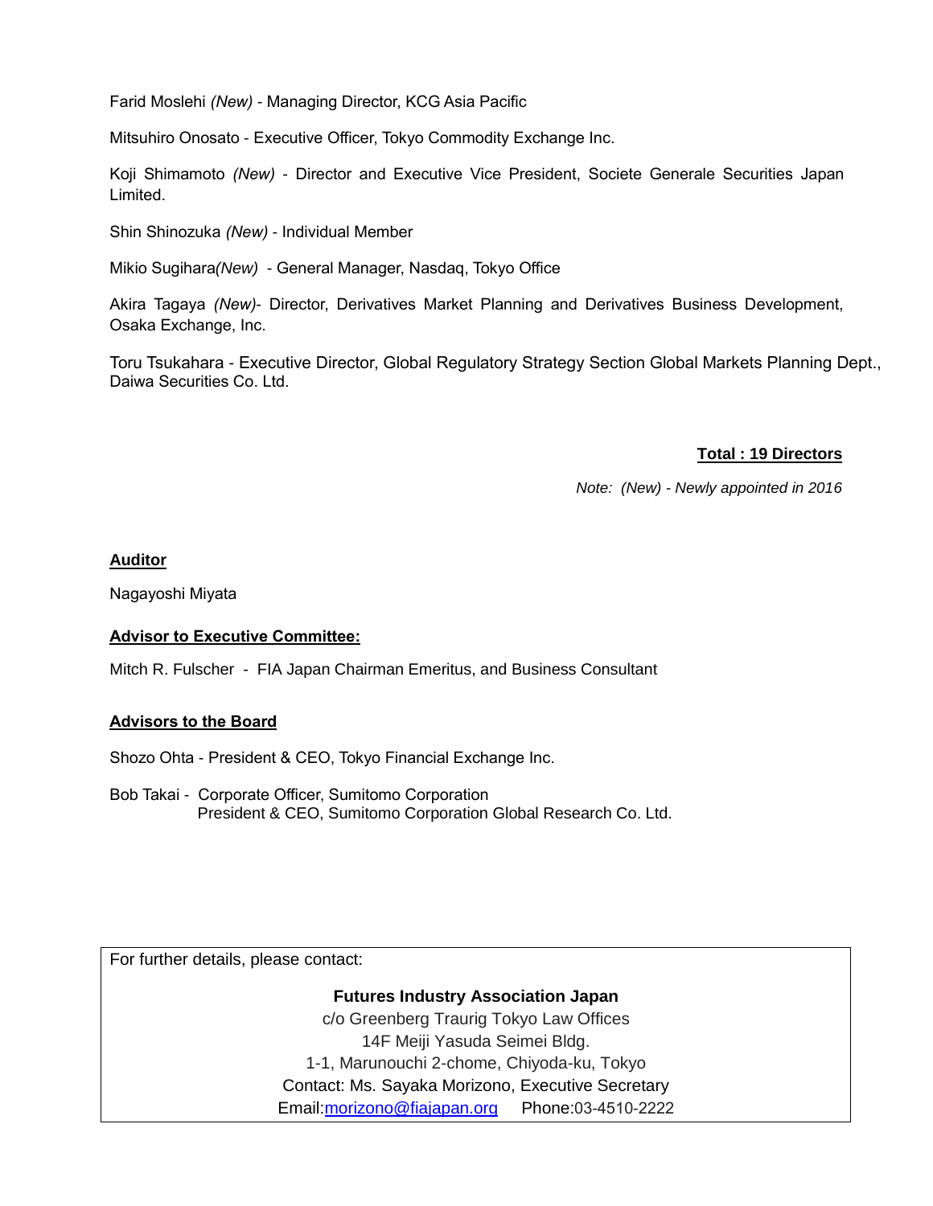Farid Moslehi *(New)* - Managing Director, KCG Asia Pacific

Mitsuhiro Onosato - Executive Officer, Tokyo Commodity Exchange Inc.

Koji Shimamoto *(New)* - Director and Executive Vice President, Societe Generale Securities Japan Limited.

Shin Shinozuka *(New)* - Individual Member

Mikio Sugihara*(New)* - General Manager, Nasdaq, Tokyo Office

Akira Tagaya *(New)*- Director, Derivatives Market Planning and Derivatives Business Development, Osaka Exchange, Inc.

Toru Tsukahara - Executive Director, Global Regulatory Strategy Section Global Markets Planning Dept., Daiwa Securities Co. Ltd.

**Total : 19 Directors**

*Note: (New) - Newly appointed in 2016*

**Auditor**

Nagayoshi Miyata

**Advisor to Executive Committee:**

Mitch R. Fulscher - FIA Japan Chairman Emeritus, and Business Consultant

**Advisors to the Board**

Shozo Ohta - President & CEO, Tokyo Financial Exchange Inc.

Bob Takai - Corporate Officer, Sumitomo Corporation
President & CEO, Sumitomo Corporation Global Research Co. Ltd.

For further details, please contact:

**Futures Industry Association Japan**
c/o Greenberg Traurig Tokyo Law Offices
14F Meiji Yasuda Seimei Bldg.
1-1, Marunouchi 2-chome, Chiyoda-ku, Tokyo
Contact: Ms. Sayaka Morizono, Executive Secretary
Email:morizono@fiajapan.org Phone:03-4510-2222